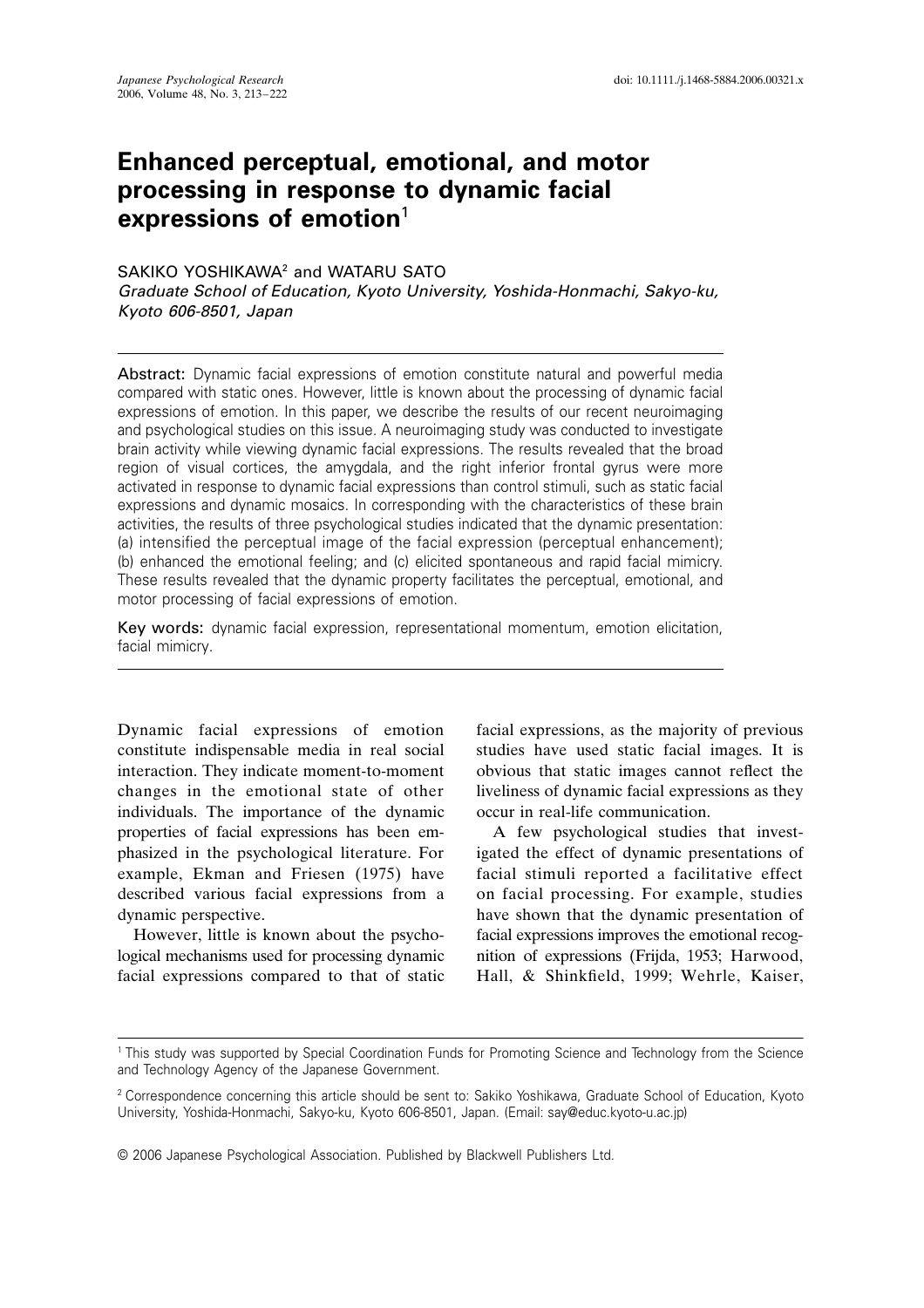# Enhanced perceptual, emotional, and motor processing in response to dynamic facial expressions of emotion[1]

SAKIKO YOSHIKAWA[2] and WATARU SATO

*Graduate School of Education, Kyoto University, Yoshida-Honmachi, Sakyo-ku, Kyoto 606-8501, Japan*

**Abstract:** Dynamic facial expressions of emotion constitute natural and powerful media compared with static ones. However, little is known about the processing of dynamic facial expressions of emotion. In this paper, we describe the results of our recent neuroimaging and psychological studies on this issue. A neuroimaging study was conducted to investigate brain activity while viewing dynamic facial expressions. The results revealed that the broad region of visual cortices, the amygdala, and the right inferior frontal gyrus were more activated in response to dynamic facial expressions than control stimuli, such as static facial expressions and dynamic mosaics. In corresponding with the characteristics of these brain activities, the results of three psychological studies indicated that the dynamic presentation: (a) intensified the perceptual image of the facial expression (perceptual enhancement); (b) enhanced the emotional feeling; and (c) elicited spontaneous and rapid facial mimicry. These results revealed that the dynamic property facilitates the perceptual, emotional, and motor processing of facial expressions of emotion.

**Key words:** dynamic facial expression, representational momentum, emotion elicitation, facial mimicry.

Dynamic facial expressions of emotion constitute indispensable media in real social interaction. They indicate moment-to-moment changes in the emotional state of other individuals. The importance of the dynamic properties of facial expressions has been emphasized in the psychological literature. For example, Ekman and Friesen (1975) have described various facial expressions from a dynamic perspective.

However, little is known about the psychological mechanisms used for processing dynamic facial expressions compared to that of static facial expressions, as the majority of previous studies have used static facial images. It is obvious that static images cannot reflect the liveliness of dynamic facial expressions as they occur in real-life communication.

A few psychological studies that investigated the effect of dynamic presentations of facial stimuli reported a facilitative effect on facial processing. For example, studies have shown that the dynamic presentation of facial expressions improves the emotional recognition of expressions (Frijda, 1953; Harwood, Hall, & Shinkfield, 1999; Wehrle, Kaiser,

---

[1] This study was supported by Special Coordination Funds for Promoting Science and Technology from the Science and Technology Agency of the Japanese Government.

[2] Correspondence concerning this article should be sent to: Sakiko Yoshikawa, Graduate School of Education, Kyoto University, Yoshida-Honmachi, Sakyo-ku, Kyoto 606-8501, Japan. (Email: say@educ.kyoto-u.ac.jp)

© 2006 Japanese Psychological Association. Published by Blackwell Publishers Ltd.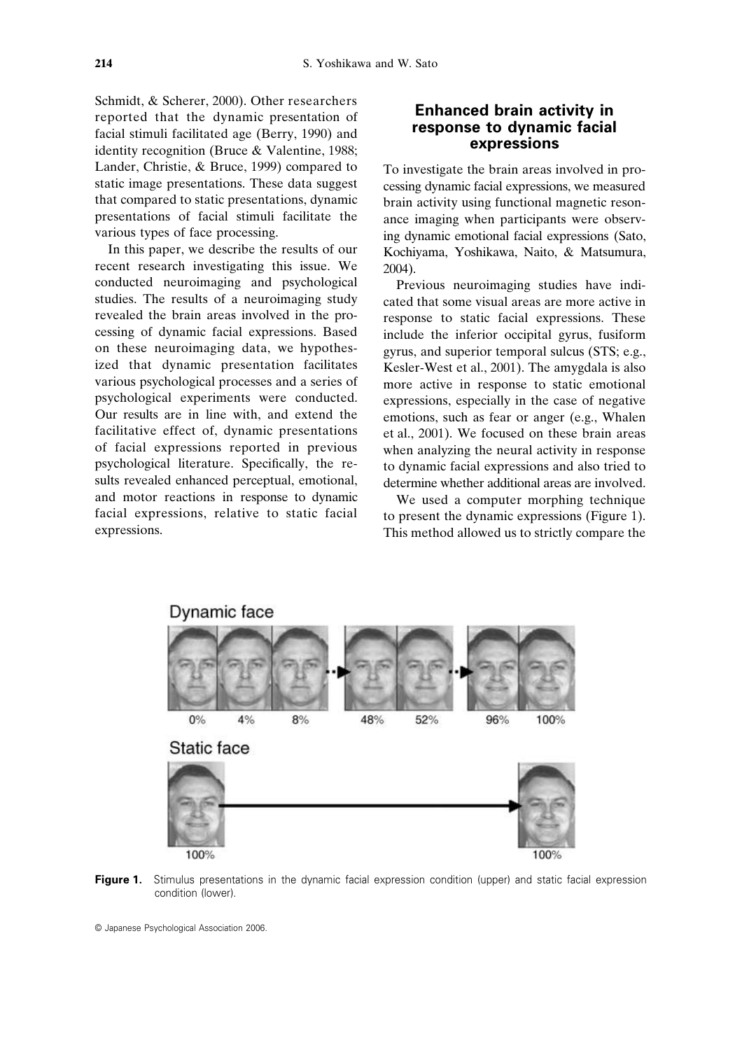Schmidt, & Scherer, 2000). Other researchers reported that the dynamic presentation of facial stimuli facilitated age (Berry, 1990) and identity recognition (Bruce & Valentine, 1988; Lander, Christie, & Bruce, 1999) compared to static image presentations. These data suggest that compared to static presentations, dynamic presentations of facial stimuli facilitate the various types of face processing.

In this paper, we describe the results of our recent research investigating this issue. We conducted neuroimaging and psychological studies. The results of a neuroimaging study revealed the brain areas involved in the processing of dynamic facial expressions. Based on these neuroimaging data, we hypothesized that dynamic presentation facilitates various psychological processes and a series of psychological experiments were conducted. Our results are in line with, and extend the facilitative effect of, dynamic presentations of facial expressions reported in previous psychological literature. Specifically, the results revealed enhanced perceptual, emotional, and motor reactions in response to dynamic facial expressions, relative to static facial expressions.

## Enhanced brain activity in response to dynamic facial expressions

To investigate the brain areas involved in processing dynamic facial expressions, we measured brain activity using functional magnetic resonance imaging when participants were observing dynamic emotional facial expressions (Sato, Kochiyama, Yoshikawa, Naito, & Matsumura, 2004).

Previous neuroimaging studies have indicated that some visual areas are more active in response to static facial expressions. These include the inferior occipital gyrus, fusiform gyrus, and superior temporal sulcus (STS; e.g., Kesler-West et al., 2001). The amygdala is also more active in response to static emotional expressions, especially in the case of negative emotions, such as fear or anger (e.g., Whalen et al., 2001). We focused on these brain areas when analyzing the neural activity in response to dynamic facial expressions and also tried to determine whether additional areas are involved.

We used a computer morphing technique to present the dynamic expressions (Figure 1). This method allowed us to strictly compare the

Dynamic face

0% 4% 8% 48% 52% 96% 100%

Static face

100% 100%

**Figure 1.** Stimulus presentations in the dynamic facial expression condition (upper) and static facial expression condition (lower).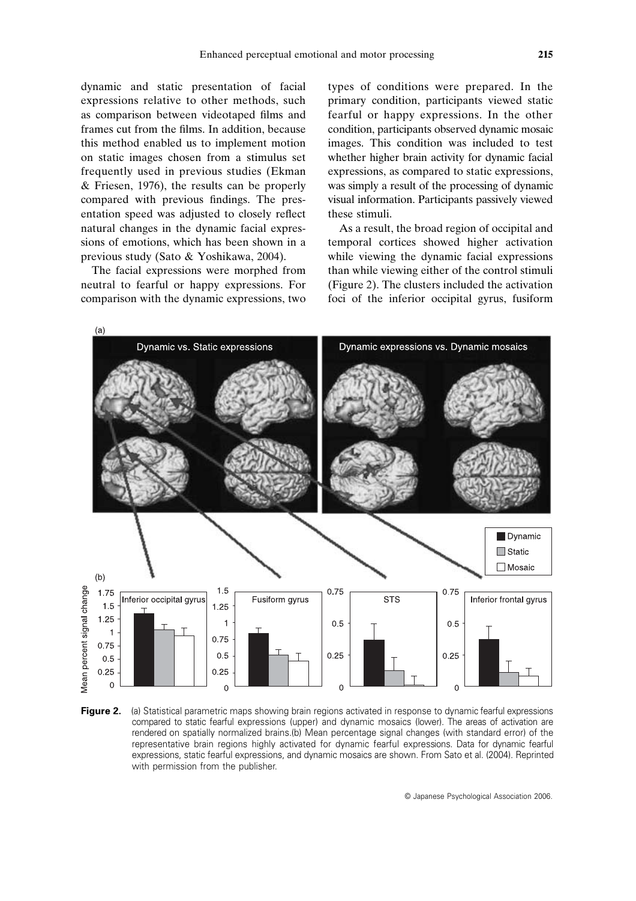dynamic and static presentation of facial expressions relative to other methods, such as comparison between videotaped films and frames cut from the films. In addition, because this method enabled us to implement motion on static images chosen from a stimulus set frequently used in previous studies (Ekman & Friesen, 1976), the results can be properly compared with previous findings. The presentation speed was adjusted to closely reflect natural changes in the dynamic facial expressions of emotions, which has been shown in a previous study (Sato & Yoshikawa, 2004).

The facial expressions were morphed from neutral to fearful or happy expressions. For comparison with the dynamic expressions, two types of conditions were prepared. In the primary condition, participants viewed static fearful or happy expressions. In the other condition, participants observed dynamic mosaic images. This condition was included to test whether higher brain activity for dynamic facial expressions, as compared to static expressions, was simply a result of the processing of dynamic visual information. Participants passively viewed these stimuli.

As a result, the broad region of occipital and temporal cortices showed higher activation while viewing the dynamic facial expressions than while viewing either of the control stimuli (Figure 2). The clusters included the activation foci of the inferior occipital gyrus, fusiform

**Figure 2.** (a) Statistical parametric maps showing brain regions activated in response to dynamic fearful expressions compared to static fearful expressions (upper) and dynamic mosaics (lower). The areas of activation are rendered on spatially normalized brains.(b) Mean percentage signal changes (with standard error) of the representative brain regions highly activated for dynamic fearful expressions. Data for dynamic fearful expressions, static fearful expressions, and dynamic mosaics are shown. From Sato et al. (2004). Reprinted with permission from the publisher.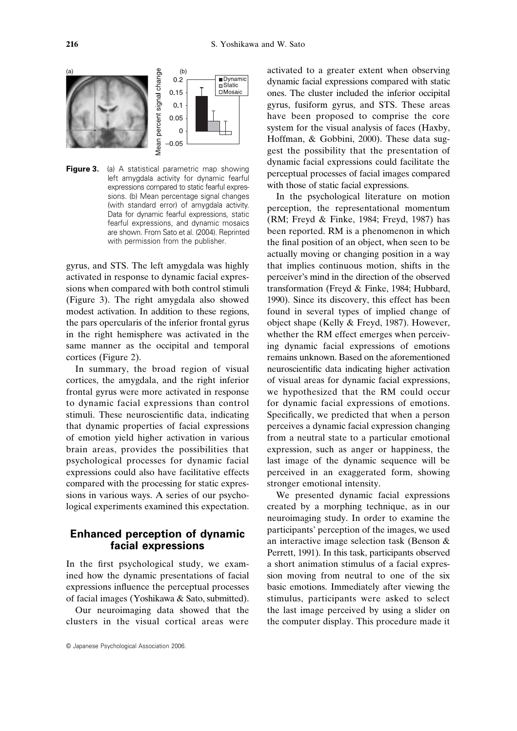**Figure 3.** (a) A statistical parametric map showing left amygdala activity for dynamic fearful expressions compared to static fearful expressions. (b) Mean percentage signal changes (with standard error) of amygdala activity. Data for dynamic fearful expressions, static fearful expressions, and dynamic mosaics are shown. From Sato et al. (2004). Reprinted with permission from the publisher.

gyrus, and STS. The left amygdala was highly activated in response to dynamic facial expressions when compared with both control stimuli (Figure 3). The right amygdala also showed modest activation. In addition to these regions, the pars opercularis of the inferior frontal gyrus in the right hemisphere was activated in the same manner as the occipital and temporal cortices (Figure 2).

In summary, the broad region of visual cortices, the amygdala, and the right inferior frontal gyrus were more activated in response to dynamic facial expressions than control stimuli. These neuroscientific data, indicating that dynamic properties of facial expressions of emotion yield higher activation in various brain areas, provides the possibilities that psychological processes for dynamic facial expressions could also have facilitative effects compared with the processing for static expressions in various ways. A series of our psychological experiments examined this expectation.

## Enhanced perception of dynamic facial expressions

In the first psychological study, we examined how the dynamic presentations of facial expressions influence the perceptual processes of facial images (Yoshikawa & Sato, submitted).

Our neuroimaging data showed that the clusters in the visual cortical areas were activated to a greater extent when observing dynamic facial expressions compared with static ones. The cluster included the inferior occipital gyrus, fusiform gyrus, and STS. These areas have been proposed to comprise the core system for the visual analysis of faces (Haxby, Hoffman, & Gobbini, 2000). These data suggest the possibility that the presentation of dynamic facial expressions could facilitate the perceptual processes of facial images compared with those of static facial expressions.

In the psychological literature on motion perception, the representational momentum (RM; Freyd & Finke, 1984; Freyd, 1987) has been reported. RM is a phenomenon in which the final position of an object, when seen to be actually moving or changing position in a way that implies continuous motion, shifts in the perceiver's mind in the direction of the observed transformation (Freyd & Finke, 1984; Hubbard, 1990). Since its discovery, this effect has been found in several types of implied change of object shape (Kelly & Freyd, 1987). However, whether the RM effect emerges when perceiving dynamic facial expressions of emotions remains unknown. Based on the aforementioned neuroscientific data indicating higher activation of visual areas for dynamic facial expressions, we hypothesized that the RM could occur for dynamic facial expressions of emotions. Specifically, we predicted that when a person perceives a dynamic facial expression changing from a neutral state to a particular emotional expression, such as anger or happiness, the last image of the dynamic sequence will be perceived in an exaggerated form, showing stronger emotional intensity.

We presented dynamic facial expressions created by a morphing technique, as in our neuroimaging study. In order to examine the participants' perception of the images, we used an interactive image selection task (Benson & Perrett, 1991). In this task, participants observed a short animation stimulus of a facial expression moving from neutral to one of the six basic emotions. Immediately after viewing the stimulus, participants were asked to select the last image perceived by using a slider on the computer display. This procedure made it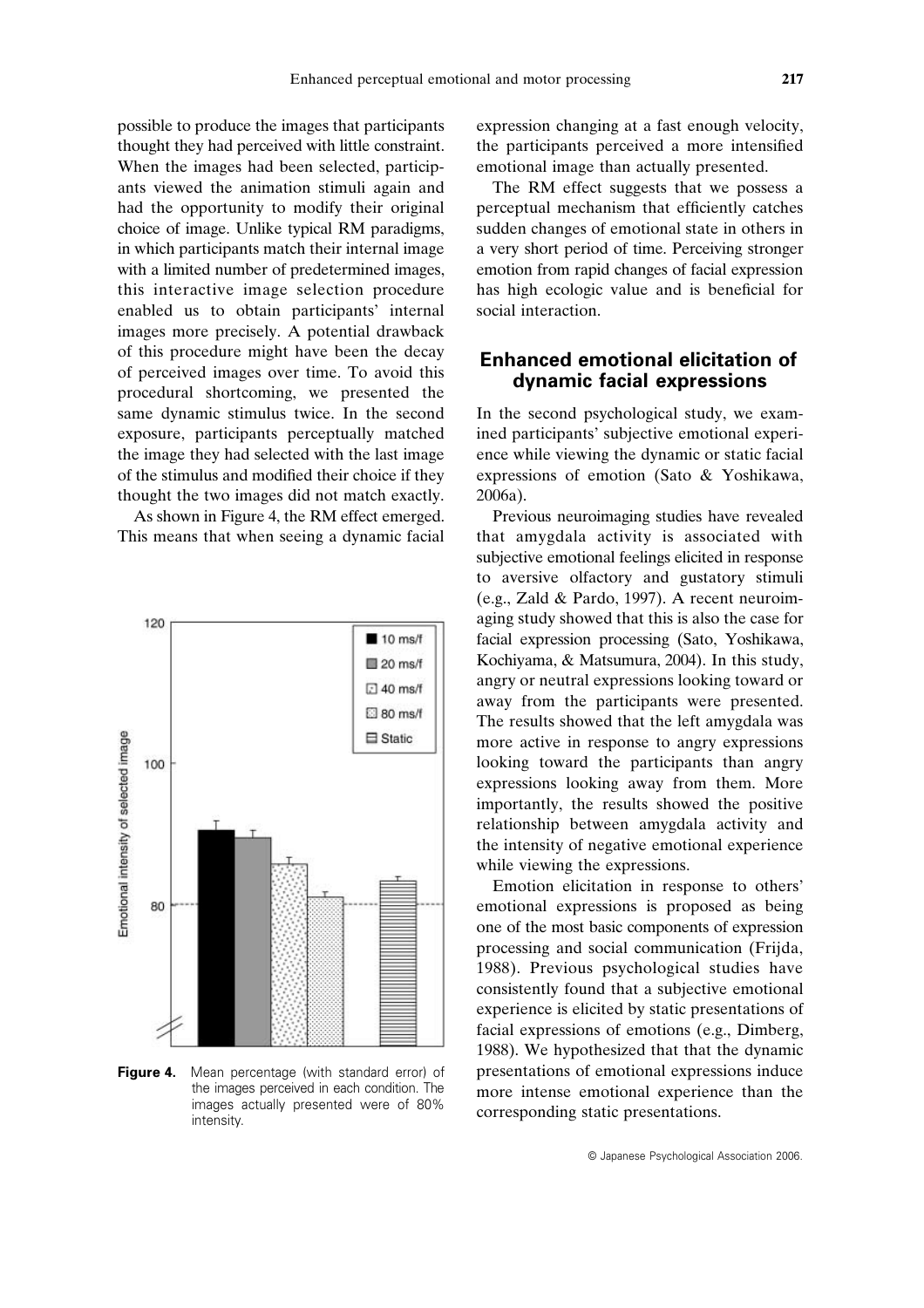possible to produce the images that participants thought they had perceived with little constraint. When the images had been selected, participants viewed the animation stimuli again and had the opportunity to modify their original choice of image. Unlike typical RM paradigms, in which participants match their internal image with a limited number of predetermined images, this interactive image selection procedure enabled us to obtain participants' internal images more precisely. A potential drawback of this procedure might have been the decay of perceived images over time. To avoid this procedural shortcoming, we presented the same dynamic stimulus twice. In the second exposure, participants perceptually matched the image they had selected with the last image of the stimulus and modified their choice if they thought the two images did not match exactly.

As shown in Figure 4, the RM effect emerged. This means that when seeing a dynamic facial expression changing at a fast enough velocity, the participants perceived a more intensified emotional image than actually presented.

**Figure 4.** Mean percentage (with standard error) of the images perceived in each condition. The images actually presented were of 80% intensity.

The RM effect suggests that we possess a perceptual mechanism that efficiently catches sudden changes of emotional state in others in a very short period of time. Perceiving stronger emotion from rapid changes of facial expression has high ecologic value and is beneficial for social interaction.

## Enhanced emotional elicitation of dynamic facial expressions

In the second psychological study, we examined participants' subjective emotional experience while viewing the dynamic or static facial expressions of emotion (Sato & Yoshikawa, 2006a).

Previous neuroimaging studies have revealed that amygdala activity is associated with subjective emotional feelings elicited in response to aversive olfactory and gustatory stimuli (e.g., Zald & Pardo, 1997). A recent neuroimaging study showed that this is also the case for facial expression processing (Sato, Yoshikawa, Kochiyama, & Matsumura, 2004). In this study, angry or neutral expressions looking toward or away from the participants were presented. The results showed that the left amygdala was more active in response to angry expressions looking toward the participants than angry expressions looking away from them. More importantly, the results showed the positive relationship between amygdala activity and the intensity of negative emotional experience while viewing the expressions.

Emotion elicitation in response to others' emotional expressions is proposed as being one of the most basic components of expression processing and social communication (Frijda, 1988). Previous psychological studies have consistently found that a subjective emotional experience is elicited by static presentations of facial expressions of emotions (e.g., Dimberg, 1988). We hypothesized that that the dynamic presentations of emotional expressions induce more intense emotional experience than the corresponding static presentations.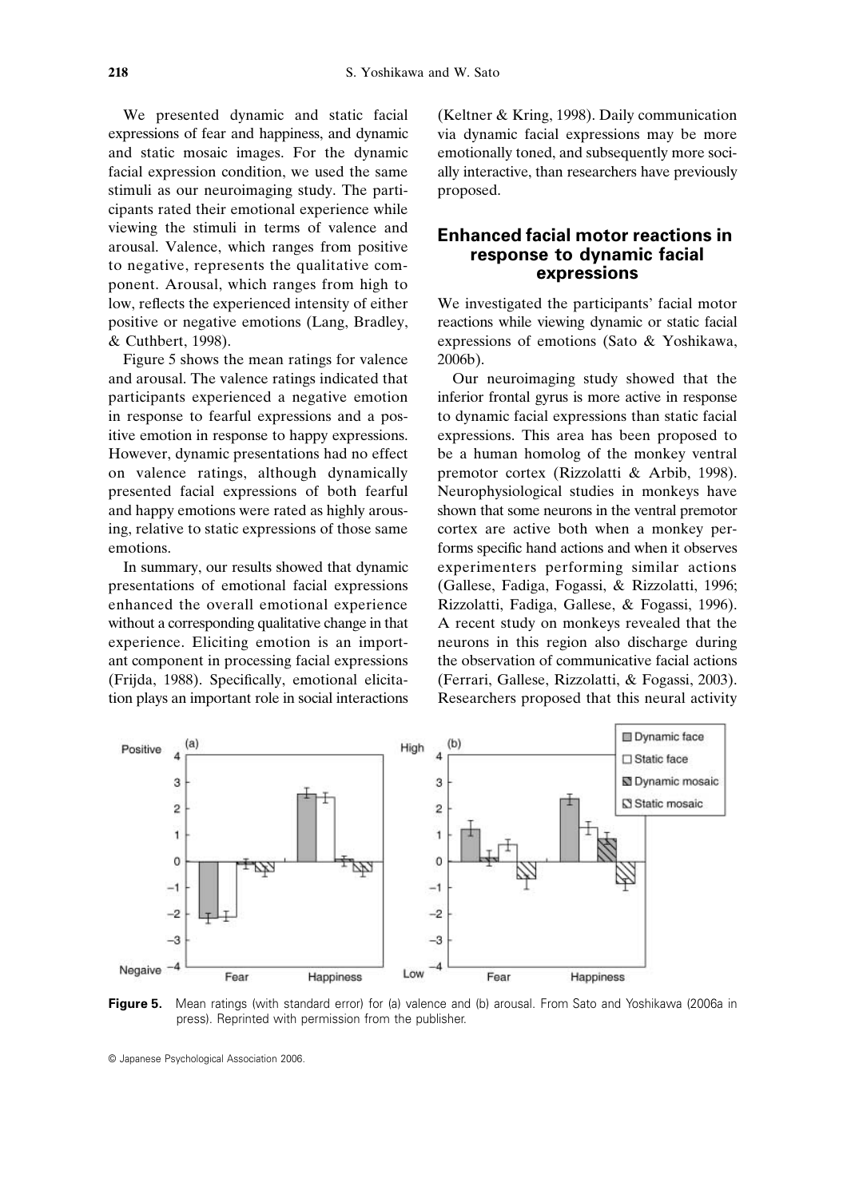We presented dynamic and static facial expressions of fear and happiness, and dynamic and static mosaic images. For the dynamic facial expression condition, we used the same stimuli as our neuroimaging study. The participants rated their emotional experience while viewing the stimuli in terms of valence and arousal. Valence, which ranges from positive to negative, represents the qualitative component. Arousal, which ranges from high to low, reflects the experienced intensity of either positive or negative emotions (Lang, Bradley, & Cuthbert, 1998).

Figure 5 shows the mean ratings for valence and arousal. The valence ratings indicated that participants experienced a negative emotion in response to fearful expressions and a positive emotion in response to happy expressions. However, dynamic presentations had no effect on valence ratings, although dynamically presented facial expressions of both fearful and happy emotions were rated as highly arousing, relative to static expressions of those same emotions.

In summary, our results showed that dynamic presentations of emotional facial expressions enhanced the overall emotional experience without a corresponding qualitative change in that experience. Eliciting emotion is an important component in processing facial expressions (Frijda, 1988). Specifically, emotional elicitation plays an important role in social interactions (Keltner & Kring, 1998). Daily communication via dynamic facial expressions may be more emotionally toned, and subsequently more socially interactive, than researchers have previously proposed.

## Enhanced facial motor reactions in response to dynamic facial expressions

We investigated the participants' facial motor reactions while viewing dynamic or static facial expressions of emotions (Sato & Yoshikawa, 2006b).

Our neuroimaging study showed that the inferior frontal gyrus is more active in response to dynamic facial expressions than static facial expressions. This area has been proposed to be a human homolog of the monkey ventral premotor cortex (Rizzolatti & Arbib, 1998). Neurophysiological studies in monkeys have shown that some neurons in the ventral premotor cortex are active both when a monkey performs specific hand actions and when it observes experimenters performing similar actions (Gallese, Fadiga, Fogassi, & Rizzolatti, 1996; Rizzolatti, Fadiga, Gallese, & Fogassi, 1996). A recent study on monkeys revealed that the neurons in this region also discharge during the observation of communicative facial actions (Ferrari, Gallese, Rizzolatti, & Fogassi, 2003). Researchers proposed that this neural activity

**Figure 5.** Mean ratings (with standard error) for (a) valence and (b) arousal. From Sato and Yoshikawa (2006a in press). Reprinted with permission from the publisher.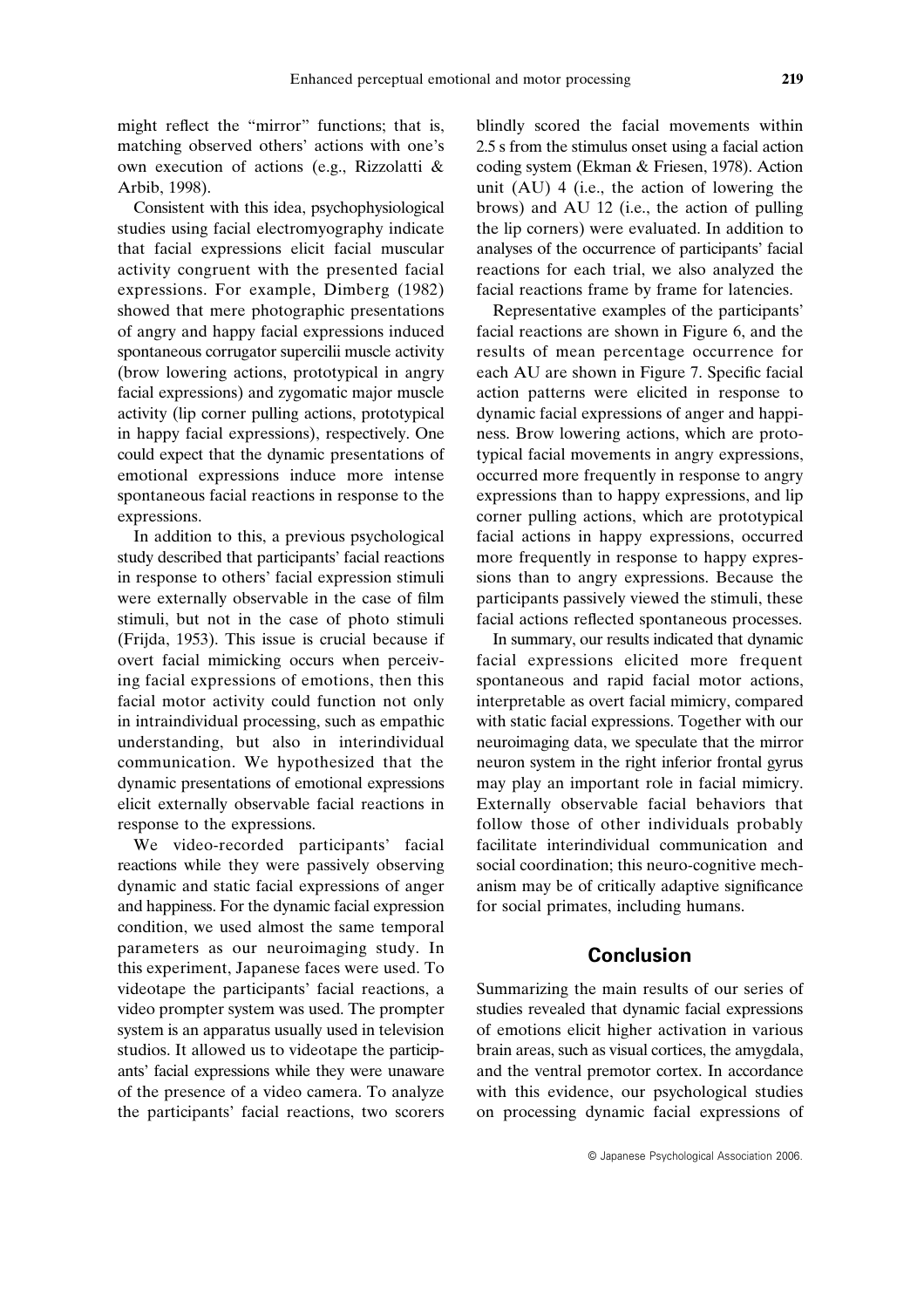might reflect the "mirror" functions; that is, matching observed others' actions with one's own execution of actions (e.g., Rizzolatti & Arbib, 1998).

Consistent with this idea, psychophysiological studies using facial electromyography indicate that facial expressions elicit facial muscular activity congruent with the presented facial expressions. For example, Dimberg (1982) showed that mere photographic presentations of angry and happy facial expressions induced spontaneous corrugator supercilii muscle activity (brow lowering actions, prototypical in angry facial expressions) and zygomatic major muscle activity (lip corner pulling actions, prototypical in happy facial expressions), respectively. One could expect that the dynamic presentations of emotional expressions induce more intense spontaneous facial reactions in response to the expressions.

In addition to this, a previous psychological study described that participants' facial reactions in response to others' facial expression stimuli were externally observable in the case of film stimuli, but not in the case of photo stimuli (Frijda, 1953). This issue is crucial because if overt facial mimicking occurs when perceiving facial expressions of emotions, then this facial motor activity could function not only in intraindividual processing, such as empathic understanding, but also in interindividual communication. We hypothesized that the dynamic presentations of emotional expressions elicit externally observable facial reactions in response to the expressions.

We video-recorded participants' facial reactions while they were passively observing dynamic and static facial expressions of anger and happiness. For the dynamic facial expression condition, we used almost the same temporal parameters as our neuroimaging study. In this experiment, Japanese faces were used. To videotape the participants' facial reactions, a video prompter system was used. The prompter system is an apparatus usually used in television studios. It allowed us to videotape the participants' facial expressions while they were unaware of the presence of a video camera. To analyze the participants' facial reactions, two scorers blindly scored the facial movements within 2.5 s from the stimulus onset using a facial action coding system (Ekman & Friesen, 1978). Action unit (AU) 4 (i.e., the action of lowering the brows) and AU 12 (i.e., the action of pulling the lip corners) were evaluated. In addition to analyses of the occurrence of participants' facial reactions for each trial, we also analyzed the facial reactions frame by frame for latencies.

Representative examples of the participants' facial reactions are shown in Figure 6, and the results of mean percentage occurrence for each AU are shown in Figure 7. Specific facial action patterns were elicited in response to dynamic facial expressions of anger and happiness. Brow lowering actions, which are prototypical facial movements in angry expressions, occurred more frequently in response to angry expressions than to happy expressions, and lip corner pulling actions, which are prototypical facial actions in happy expressions, occurred more frequently in response to happy expressions than to angry expressions. Because the participants passively viewed the stimuli, these facial actions reflected spontaneous processes.

In summary, our results indicated that dynamic facial expressions elicited more frequent spontaneous and rapid facial motor actions, interpretable as overt facial mimicry, compared with static facial expressions. Together with our neuroimaging data, we speculate that the mirror neuron system in the right inferior frontal gyrus may play an important role in facial mimicry. Externally observable facial behaviors that follow those of other individuals probably facilitate interindividual communication and social coordination; this neuro-cognitive mechanism may be of critically adaptive significance for social primates, including humans.

## Conclusion

Summarizing the main results of our series of studies revealed that dynamic facial expressions of emotions elicit higher activation in various brain areas, such as visual cortices, the amygdala, and the ventral premotor cortex. In accordance with this evidence, our psychological studies on processing dynamic facial expressions of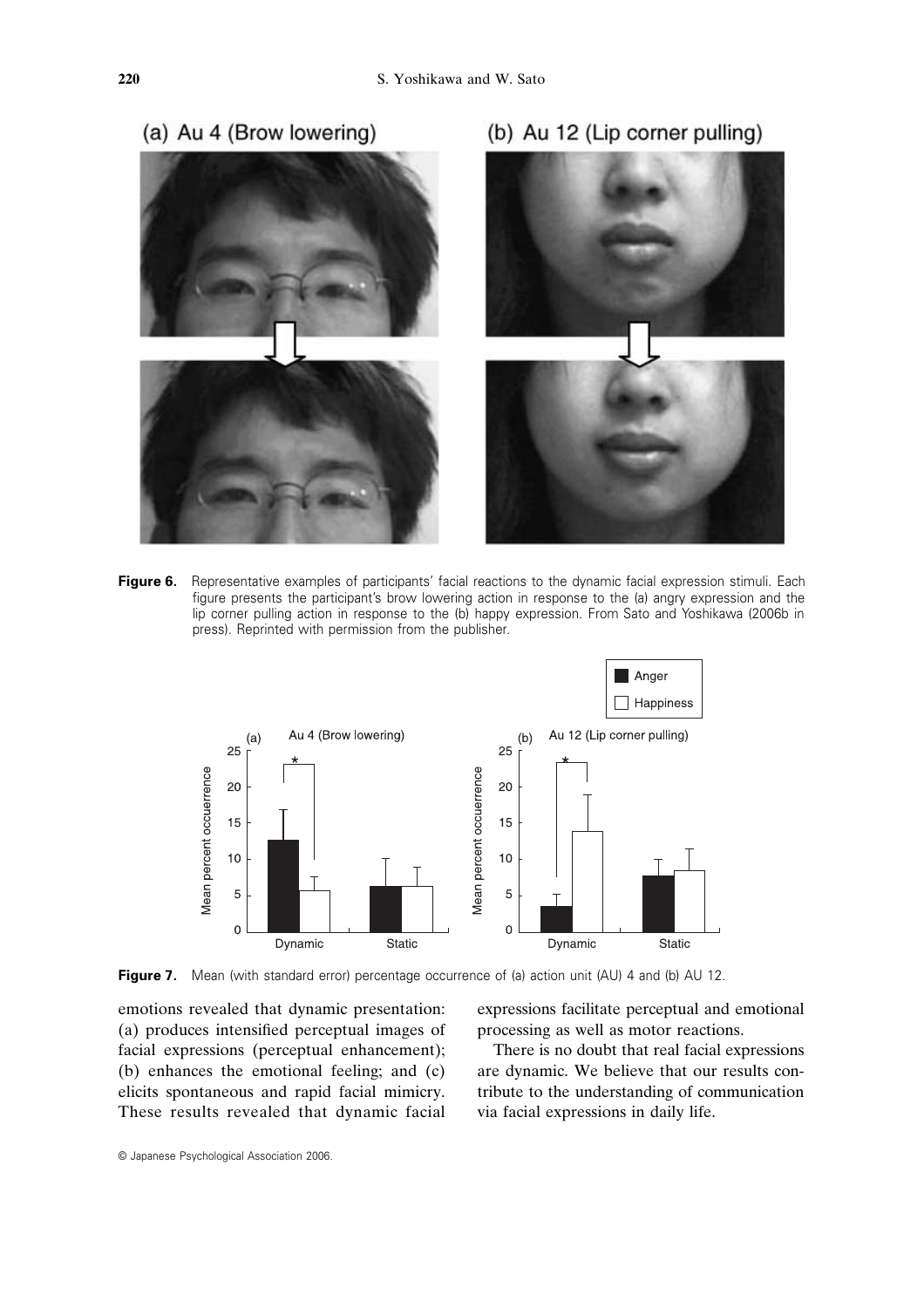Figure 6. Representative examples of participants' facial reactions to the dynamic facial expression stimuli. Each figure presents the participant's brow lowering action in response to the (a) angry expression and the lip corner pulling action in response to the (b) happy expression. From Sato and Yoshikawa (2006b in press). Reprinted with permission from the publisher.

Figure 7. Mean (with standard error) percentage occurrence of (a) action unit (AU) 4 and (b) AU 12.

emotions revealed that dynamic presentation: (a) produces intensified perceptual images of facial expressions (perceptual enhancement); (b) enhances the emotional feeling; and (c) elicits spontaneous and rapid facial mimicry. These results revealed that dynamic facial expressions facilitate perceptual and emotional processing as well as motor reactions.

There is no doubt that real facial expressions are dynamic. We believe that our results contribute to the understanding of communication via facial expressions in daily life.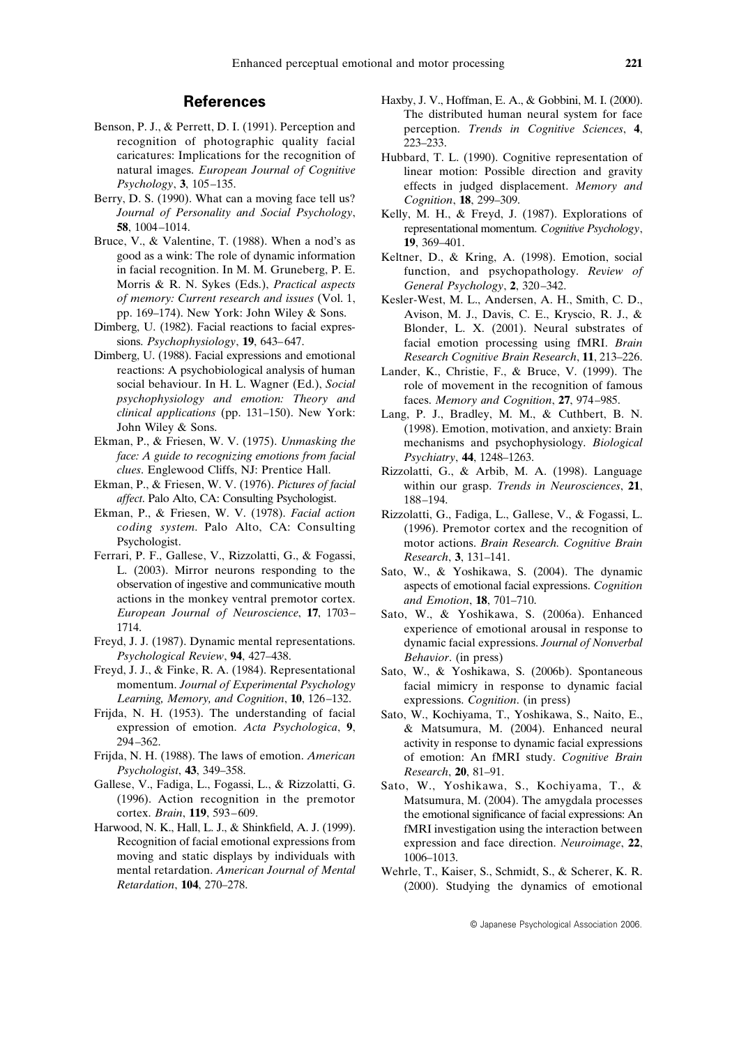## References

Benson, P. J., & Perrett, D. I. (1991). Perception and recognition of photographic quality facial caricatures: Implications for the recognition of natural images. *European Journal of Cognitive Psychology*, **3**, 105–135.

Berry, D. S. (1990). What can a moving face tell us? *Journal of Personality and Social Psychology*, **58**, 1004–1014.

Bruce, V., & Valentine, T. (1988). When a nod's as good as a wink: The role of dynamic information in facial recognition. In M. M. Gruneberg, P. E. Morris & R. N. Sykes (Eds.), *Practical aspects of memory: Current research and issues* (Vol. 1, pp. 169–174). New York: John Wiley & Sons.

Dimberg, U. (1982). Facial reactions to facial expressions. *Psychophysiology*, **19**, 643–647.

Dimberg, U. (1988). Facial expressions and emotional reactions: A psychobiological analysis of human social behaviour. In H. L. Wagner (Ed.), *Social psychophysiology and emotion: Theory and clinical applications* (pp. 131–150). New York: John Wiley & Sons.

Ekman, P., & Friesen, W. V. (1975). *Unmasking the face: A guide to recognizing emotions from facial clues*. Englewood Cliffs, NJ: Prentice Hall.

Ekman, P., & Friesen, W. V. (1976). *Pictures of facial affect*. Palo Alto, CA: Consulting Psychologist.

Ekman, P., & Friesen, W. V. (1978). *Facial action coding system*. Palo Alto, CA: Consulting Psychologist.

Ferrari, P. F., Gallese, V., Rizzolatti, G., & Fogassi, L. (2003). Mirror neurons responding to the observation of ingestive and communicative mouth actions in the monkey ventral premotor cortex. *European Journal of Neuroscience*, **17**, 1703–1714.

Freyd, J. J. (1987). Dynamic mental representations. *Psychological Review*, **94**, 427–438.

Freyd, J. J., & Finke, R. A. (1984). Representational momentum. *Journal of Experimental Psychology Learning, Memory, and Cognition*, **10**, 126–132.

Frijda, N. H. (1953). The understanding of facial expression of emotion. *Acta Psychologica*, **9**, 294–362.

Frijda, N. H. (1988). The laws of emotion. *American Psychologist*, **43**, 349–358.

Gallese, V., Fadiga, L., Fogassi, L., & Rizzolatti, G. (1996). Action recognition in the premotor cortex. *Brain*, **119**, 593–609.

Harwood, N. K., Hall, L. J., & Shinkfield, A. J. (1999). Recognition of facial emotional expressions from moving and static displays by individuals with mental retardation. *American Journal of Mental Retardation*, **104**, 270–278.

Haxby, J. V., Hoffman, E. A., & Gobbini, M. I. (2000). The distributed human neural system for face perception. *Trends in Cognitive Sciences*, **4**, 223–233.

Hubbard, T. L. (1990). Cognitive representation of linear motion: Possible direction and gravity effects in judged displacement. *Memory and Cognition*, **18**, 299–309.

Kelly, M. H., & Freyd, J. (1987). Explorations of representational momentum. *Cognitive Psychology*, **19**, 369–401.

Keltner, D., & Kring, A. (1998). Emotion, social function, and psychopathology. *Review of General Psychology*, **2**, 320–342.

Kesler-West, M. L., Andersen, A. H., Smith, C. D., Avison, M. J., Davis, C. E., Kryscio, R. J., & Blonder, L. X. (2001). Neural substrates of facial emotion processing using fMRI. *Brain Research Cognitive Brain Research*, **11**, 213–226.

Lander, K., Christie, F., & Bruce, V. (1999). The role of movement in the recognition of famous faces. *Memory and Cognition*, **27**, 974–985.

Lang, P. J., Bradley, M. M., & Cuthbert, B. N. (1998). Emotion, motivation, and anxiety: Brain mechanisms and psychophysiology. *Biological Psychiatry*, **44**, 1248–1263.

Rizzolatti, G., & Arbib, M. A. (1998). Language within our grasp. *Trends in Neurosciences*, **21**, 188–194.

Rizzolatti, G., Fadiga, L., Gallese, V., & Fogassi, L. (1996). Premotor cortex and the recognition of motor actions. *Brain Research. Cognitive Brain Research*, **3**, 131–141.

Sato, W., & Yoshikawa, S. (2004). The dynamic aspects of emotional facial expressions. *Cognition and Emotion*, **18**, 701–710.

Sato, W., & Yoshikawa, S. (2006a). Enhanced experience of emotional arousal in response to dynamic facial expressions. *Journal of Nonverbal Behavior*. (in press)

Sato, W., & Yoshikawa, S. (2006b). Spontaneous facial mimicry in response to dynamic facial expressions. *Cognition*. (in press)

Sato, W., Kochiyama, T., Yoshikawa, S., Naito, E., & Matsumura, M. (2004). Enhanced neural activity in response to dynamic facial expressions of emotion: An fMRI study. *Cognitive Brain Research*, **20**, 81–91.

Sato, W., Yoshikawa, S., Kochiyama, T., & Matsumura, M. (2004). The amygdala processes the emotional significance of facial expressions: An fMRI investigation using the interaction between expression and face direction. *Neuroimage*, **22**, 1006–1013.

Wehrle, T., Kaiser, S., Schmidt, S., & Scherer, K. R. (2000). Studying the dynamics of emotional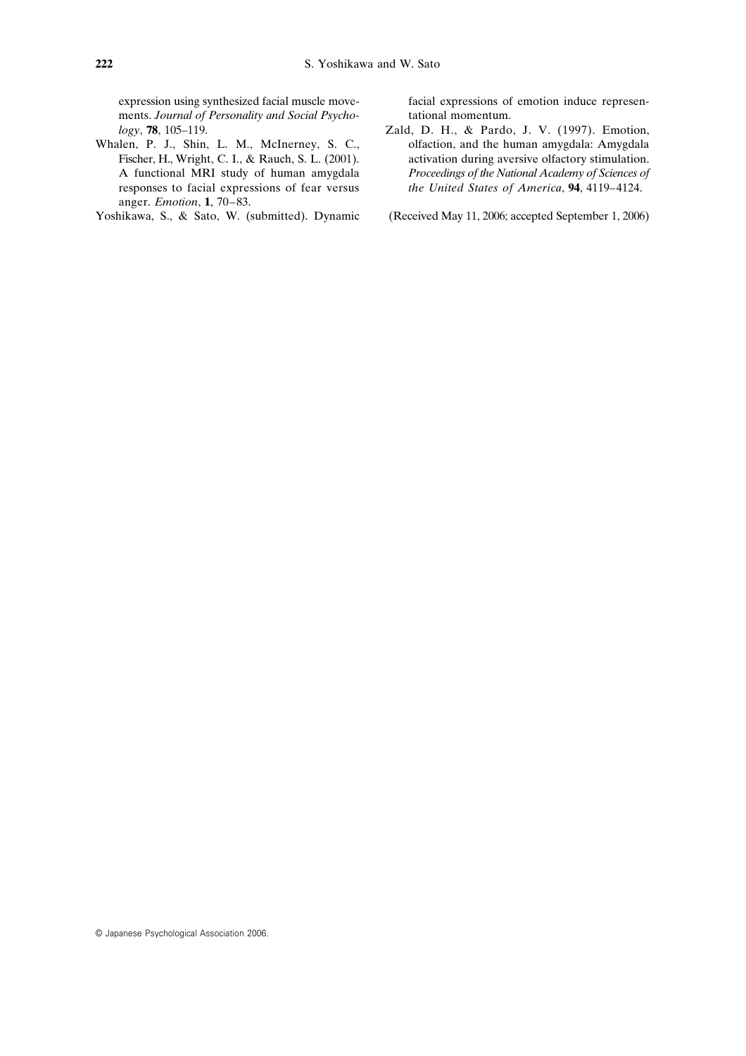expression using synthesized facial muscle movements. *Journal of Personality and Social Psychology*, **78**, 105–119.

Whalen, P. J., Shin, L. M., McInerney, S. C., Fischer, H., Wright, C. I., & Rauch, S. L. (2001). A functional MRI study of human amygdala responses to facial expressions of fear versus anger. *Emotion*, **1**, 70–83.

Yoshikawa, S., & Sato, W. (submitted). Dynamic facial expressions of emotion induce representational momentum.

Zald, D. H., & Pardo, J. V. (1997). Emotion, olfaction, and the human amygdala: Amygdala activation during aversive olfactory stimulation. *Proceedings of the National Academy of Sciences of the United States of America*, **94**, 4119–4124.

(Received May 11, 2006; accepted September 1, 2006)

© Japanese Psychological Association 2006.